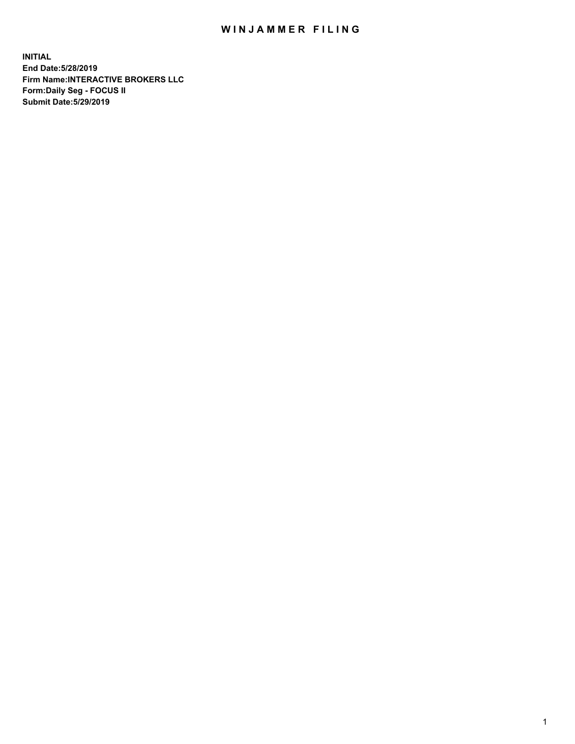# WINJAMMER FILING

**INITIAL**
**End Date:5/28/2019**
**Firm Name:INTERACTIVE BROKERS LLC**
**Form:Daily Seg - FOCUS II**
**Submit Date:5/29/2019**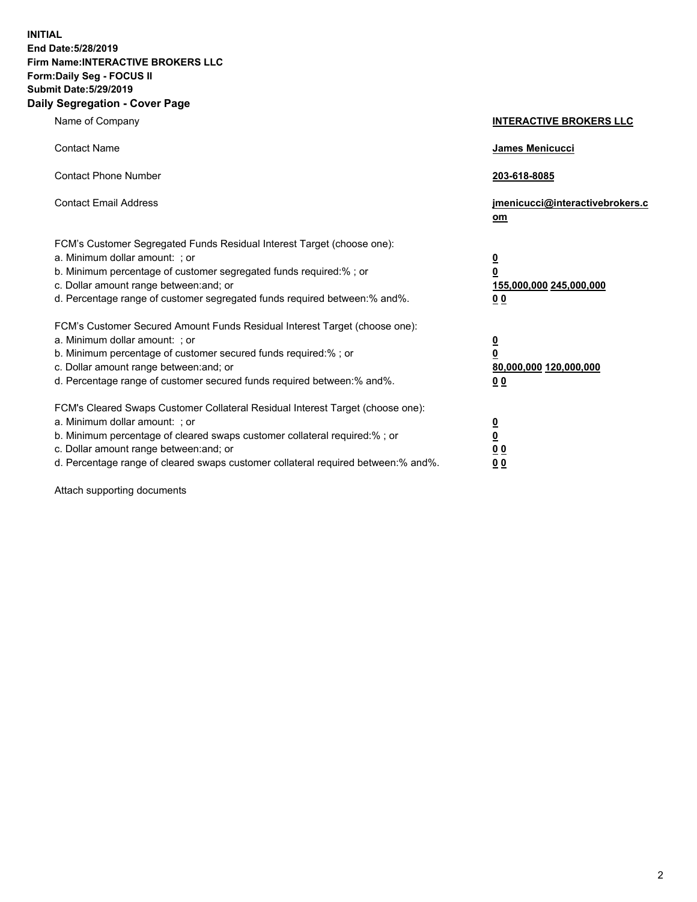**INITIAL**
**End Date:5/28/2019**
**Firm Name:INTERACTIVE BROKERS LLC**
**Form:Daily Seg - FOCUS II**
**Submit Date:5/29/2019**
**Daily Segregation - Cover Page**

| | |
|---|---|
| Name of Company | **INTERACTIVE BROKERS LLC** |
| Contact Name | **James Menicucci** |
| Contact Phone Number | **203-618-8085** |
| Contact Email Address | **jmenicucci@interactivebrokers.com** |
| FCM's Customer Segregated Funds Residual Interest Target (choose one): | |
| a. Minimum dollar amount: ; or | **0** |
| b. Minimum percentage of customer segregated funds required:% ; or | **0** |
| c. Dollar amount range between:and; or | **155,000,000 245,000,000** |
| d. Percentage range of customer segregated funds required between:% and%. | **0 0** |
| FCM's Customer Secured Amount Funds Residual Interest Target (choose one): | |
| a. Minimum dollar amount: ; or | **0** |
| b. Minimum percentage of customer secured funds required:% ; or | **0** |
| c. Dollar amount range between:and; or | **80,000,000 120,000,000** |
| d. Percentage range of customer secured funds required between:% and%. | **0 0** |
| FCM's Cleared Swaps Customer Collateral Residual Interest Target (choose one): | |
| a. Minimum dollar amount: ; or | **0** |
| b. Minimum percentage of cleared swaps customer collateral required:% ; or | **0** |
| c. Dollar amount range between:and; or | **0 0** |
| d. Percentage range of cleared swaps customer collateral required between:% and%. | **0 0** |

Attach supporting documents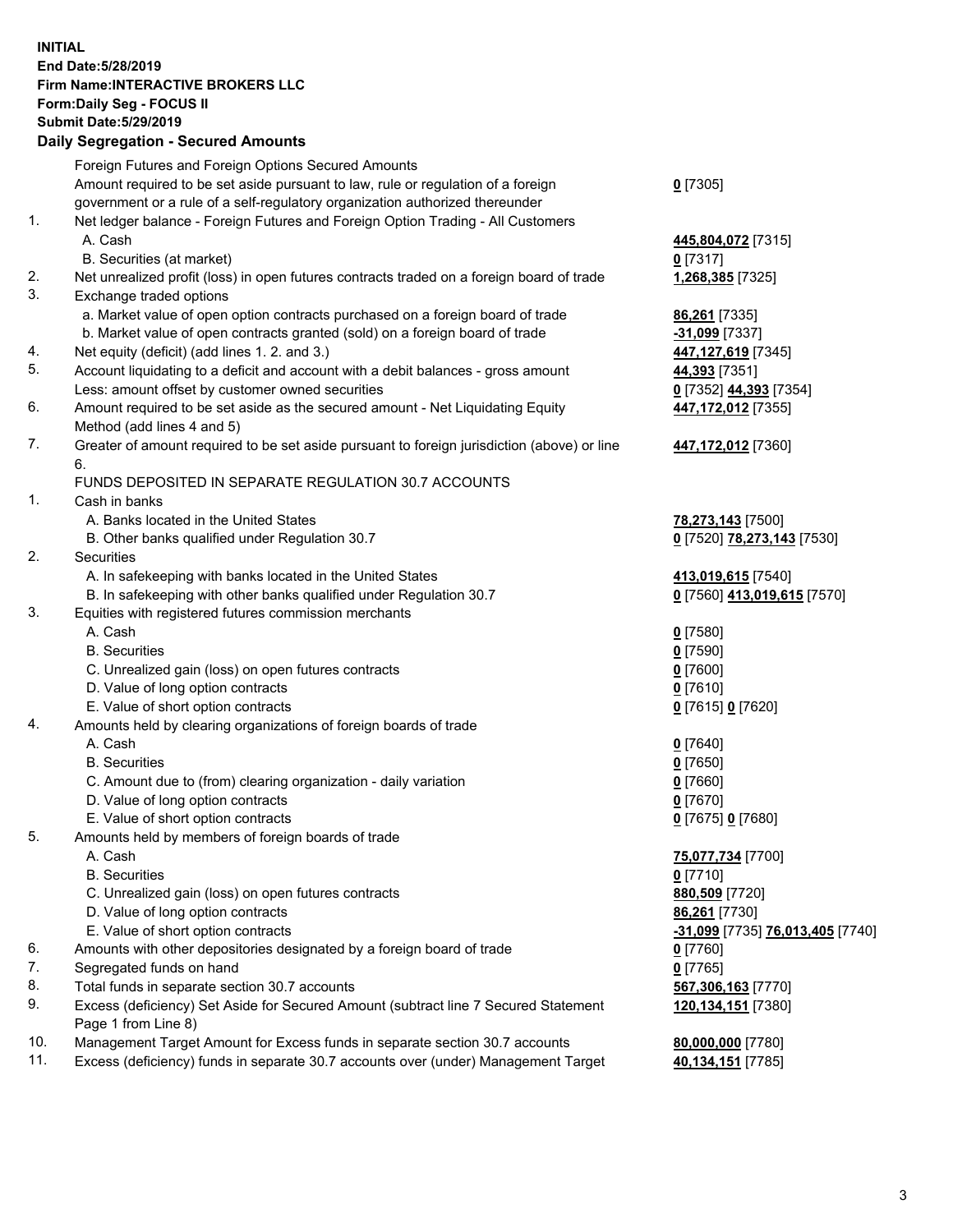**INITIAL**
**End Date:5/28/2019**
**Firm Name:INTERACTIVE BROKERS LLC**
**Form:Daily Seg - FOCUS II**
**Submit Date:5/29/2019**

## Daily Segregation - Secured Amounts

| | | |
|---|---|---|
| | Foreign Futures and Foreign Options Secured Amounts | |
| | Amount required to be set aside pursuant to law, rule or regulation of a foreign government or a rule of a self-regulatory organization authorized thereunder | **0** [7305] |
| 1. | Net ledger balance - Foreign Futures and Foreign Option Trading - All Customers | |
| | A. Cash | **445,804,072** [7315] |
| | B. Securities (at market) | **0** [7317] |
| 2. | Net unrealized profit (loss) in open futures contracts traded on a foreign board of trade | **1,268,385** [7325] |
| 3. | Exchange traded options | |
| | a. Market value of open option contracts purchased on a foreign board of trade | **86,261** [7335] |
| | b. Market value of open contracts granted (sold) on a foreign board of trade | **-31,099** [7337] |
| 4. | Net equity (deficit) (add lines 1. 2. and 3.) | **447,127,619** [7345] |
| 5. | Account liquidating to a deficit and account with a debit balances - gross amount | **44,393** [7351] |
| | Less: amount offset by customer owned securities | **0** [7352] **44,393** [7354] |
| 6. | Amount required to be set aside as the secured amount - Net Liquidating Equity Method (add lines 4 and 5) | **447,172,012** [7355] |
| 7. | Greater of amount required to be set aside pursuant to foreign jurisdiction (above) or line 6. | **447,172,012** [7360] |
| | FUNDS DEPOSITED IN SEPARATE REGULATION 30.7 ACCOUNTS | |
| 1. | Cash in banks | |
| | A. Banks located in the United States | **78,273,143** [7500] |
| | B. Other banks qualified under Regulation 30.7 | **0** [7520] **78,273,143** [7530] |
| 2. | Securities | |
| | A. In safekeeping with banks located in the United States | **413,019,615** [7540] |
| | B. In safekeeping with other banks qualified under Regulation 30.7 | **0** [7560] **413,019,615** [7570] |
| 3. | Equities with registered futures commission merchants | |
| | A. Cash | **0** [7580] |
| | B. Securities | **0** [7590] |
| | C. Unrealized gain (loss) on open futures contracts | **0** [7600] |
| | D. Value of long option contracts | **0** [7610] |
| | E. Value of short option contracts | **0** [7615] **0** [7620] |
| 4. | Amounts held by clearing organizations of foreign boards of trade | |
| | A. Cash | **0** [7640] |
| | B. Securities | **0** [7650] |
| | C. Amount due to (from) clearing organization - daily variation | **0** [7660] |
| | D. Value of long option contracts | **0** [7670] |
| | E. Value of short option contracts | **0** [7675] **0** [7680] |
| 5. | Amounts held by members of foreign boards of trade | |
| | A. Cash | **75,077,734** [7700] |
| | B. Securities | **0** [7710] |
| | C. Unrealized gain (loss) on open futures contracts | **880,509** [7720] |
| | D. Value of long option contracts | **86,261** [7730] |
| | E. Value of short option contracts | **-31,099** [7735] **76,013,405** [7740] |
| 6. | Amounts with other depositories designated by a foreign board of trade | **0** [7760] |
| 7. | Segregated funds on hand | **0** [7765] |
| 8. | Total funds in separate section 30.7 accounts | **567,306,163** [7770] |
| 9. | Excess (deficiency) Set Aside for Secured Amount (subtract line 7 Secured Statement Page 1 from Line 8) | **120,134,151** [7380] |
| 10. | Management Target Amount for Excess funds in separate section 30.7 accounts | **80,000,000** [7780] |
| 11. | Excess (deficiency) funds in separate 30.7 accounts over (under) Management Target | **40,134,151** [7785] |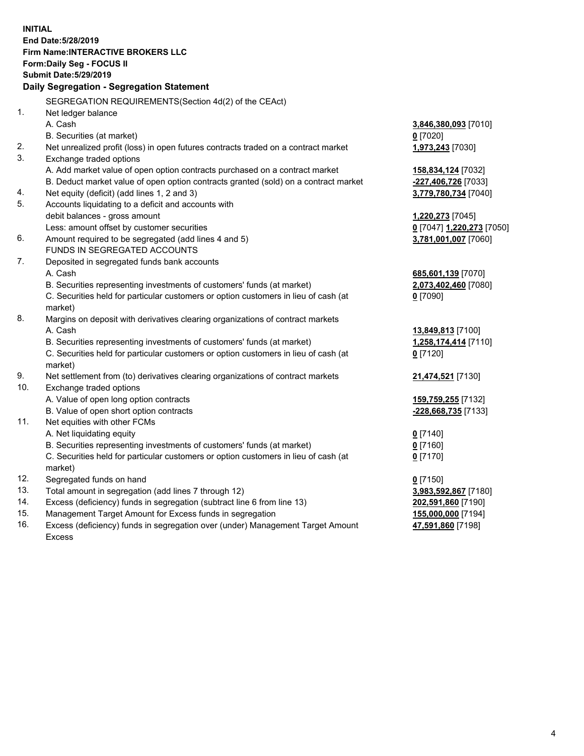**INITIAL**
**End Date:5/28/2019**
**Firm Name:INTERACTIVE BROKERS LLC**
**Form:Daily Seg - FOCUS II**
**Submit Date:5/29/2019**

**Daily Segregation - Segregation Statement**

SEGREGATION REQUIREMENTS(Section 4d(2) of the CEAct)

| | | |
|---|---|---|
| 1. | Net ledger balance | |
| | A. Cash | **3,846,380,093** [7010] |
| | B. Securities (at market) | **0** [7020] |
| 2. | Net unrealized profit (loss) in open futures contracts traded on a contract market | **1,973,243** [7030] |
| 3. | Exchange traded options | |
| | A. Add market value of open option contracts purchased on a contract market | **158,834,124** [7032] |
| | B. Deduct market value of open option contracts granted (sold) on a contract market | **-227,406,726** [7033] |
| 4. | Net equity (deficit) (add lines 1, 2 and 3) | **3,779,780,734** [7040] |
| 5. | Accounts liquidating to a deficit and accounts with debit balances - gross amount | **1,220,273** [7045] |
| | Less: amount offset by customer securities | **0** [7047] **1,220,273** [7050] |
| 6. | Amount required to be segregated (add lines 4 and 5) | **3,781,001,007** [7060] |
| | FUNDS IN SEGREGATED ACCOUNTS | |
| 7. | Deposited in segregated funds bank accounts | |
| | A. Cash | **685,601,139** [7070] |
| | B. Securities representing investments of customers' funds (at market) | **2,073,402,460** [7080] |
| | C. Securities held for particular customers or option customers in lieu of cash (at market) | **0** [7090] |
| 8. | Margins on deposit with derivatives clearing organizations of contract markets | |
| | A. Cash | **13,849,813** [7100] |
| | B. Securities representing investments of customers' funds (at market) | **1,258,174,414** [7110] |
| | C. Securities held for particular customers or option customers in lieu of cash (at market) | **0** [7120] |
| 9. | Net settlement from (to) derivatives clearing organizations of contract markets | **21,474,521** [7130] |
| 10. | Exchange traded options | |
| | A. Value of open long option contracts | **159,759,255** [7132] |
| | B. Value of open short option contracts | **-228,668,735** [7133] |
| 11. | Net equities with other FCMs | |
| | A. Net liquidating equity | **0** [7140] |
| | B. Securities representing investments of customers' funds (at market) | **0** [7160] |
| | C. Securities held for particular customers or option customers in lieu of cash (at market) | **0** [7170] |
| 12. | Segregated funds on hand | **0** [7150] |
| 13. | Total amount in segregation (add lines 7 through 12) | **3,983,592,867** [7180] |
| 14. | Excess (deficiency) funds in segregation (subtract line 6 from line 13) | **202,591,860** [7190] |
| 15. | Management Target Amount for Excess funds in segregation | **155,000,000** [7194] |
| 16. | Excess (deficiency) funds in segregation over (under) Management Target Amount Excess | **47,591,860** [7198] |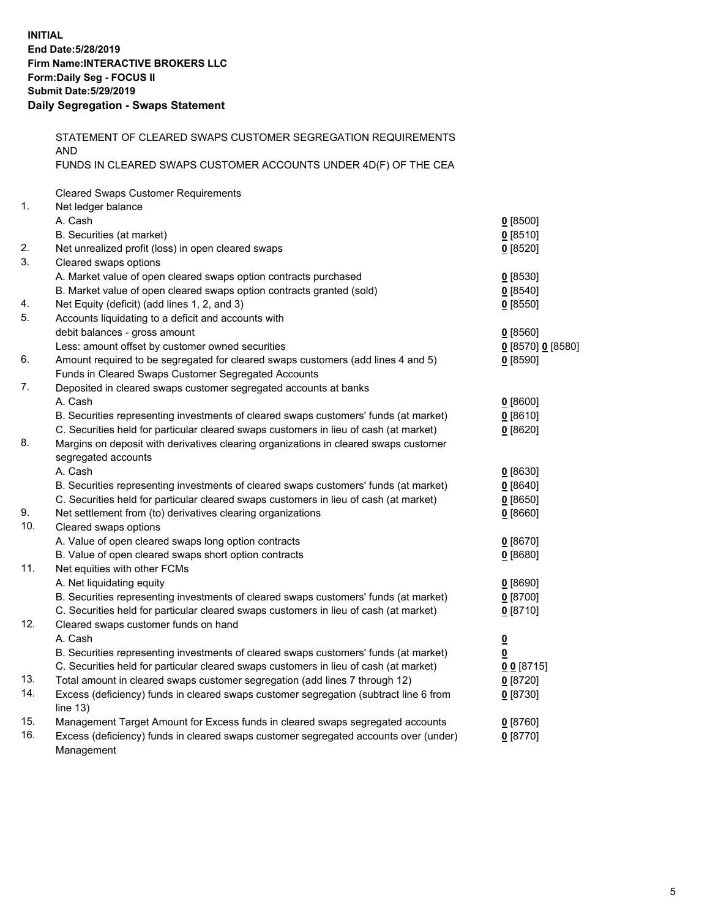**INITIAL**
**End Date:5/28/2019**
**Firm Name:INTERACTIVE BROKERS LLC**
**Form:Daily Seg - FOCUS II**
**Submit Date:5/29/2019**
**Daily Segregation - Swaps Statement**

STATEMENT OF CLEARED SWAPS CUSTOMER SEGREGATION REQUIREMENTS
AND
FUNDS IN CLEARED SWAPS CUSTOMER ACCOUNTS UNDER 4D(F) OF THE CEA

| | | |
|---|---|---|
| | Cleared Swaps Customer Requirements | |
| 1. | Net ledger balance | |
| | A. Cash | 0 [8500] |
| | B. Securities (at market) | 0 [8510] |
| 2. | Net unrealized profit (loss) in open cleared swaps | 0 [8520] |
| 3. | Cleared swaps options | |
| | A. Market value of open cleared swaps option contracts purchased | 0 [8530] |
| | B. Market value of open cleared swaps option contracts granted (sold) | 0 [8540] |
| 4. | Net Equity (deficit) (add lines 1, 2, and 3) | 0 [8550] |
| 5. | Accounts liquidating to a deficit and accounts with | |
| | debit balances - gross amount | 0 [8560] |
| | Less: amount offset by customer owned securities | 0 [8570] 0 [8580] |
| 6. | Amount required to be segregated for cleared swaps customers (add lines 4 and 5) | 0 [8590] |
| | Funds in Cleared Swaps Customer Segregated Accounts | |
| 7. | Deposited in cleared swaps customer segregated accounts at banks | |
| | A. Cash | 0 [8600] |
| | B. Securities representing investments of cleared swaps customers' funds (at market) | 0 [8610] |
| | C. Securities held for particular cleared swaps customers in lieu of cash (at market) | 0 [8620] |
| 8. | Margins on deposit with derivatives clearing organizations in cleared swaps customer segregated accounts | |
| | A. Cash | 0 [8630] |
| | B. Securities representing investments of cleared swaps customers' funds (at market) | 0 [8640] |
| | C. Securities held for particular cleared swaps customers in lieu of cash (at market) | 0 [8650] |
| 9. | Net settlement from (to) derivatives clearing organizations | 0 [8660] |
| 10. | Cleared swaps options | |
| | A. Value of open cleared swaps long option contracts | 0 [8670] |
| | B. Value of open cleared swaps short option contracts | 0 [8680] |
| 11. | Net equities with other FCMs | |
| | A. Net liquidating equity | 0 [8690] |
| | B. Securities representing investments of cleared swaps customers' funds (at market) | 0 [8700] |
| | C. Securities held for particular cleared swaps customers in lieu of cash (at market) | 0 [8710] |
| 12. | Cleared swaps customer funds on hand | |
| | A. Cash | 0 |
| | B. Securities representing investments of cleared swaps customers' funds (at market) | 0 |
| | C. Securities held for particular cleared swaps customers in lieu of cash (at market) | 0 0 [8715] |
| 13. | Total amount in cleared swaps customer segregation (add lines 7 through 12) | 0 [8720] |
| 14. | Excess (deficiency) funds in cleared swaps customer segregation (subtract line 6 from line 13) | 0 [8730] |
| 15. | Management Target Amount for Excess funds in cleared swaps segregated accounts | 0 [8760] |
| 16. | Excess (deficiency) funds in cleared swaps customer segregated accounts over (under) Management | 0 [8770] |